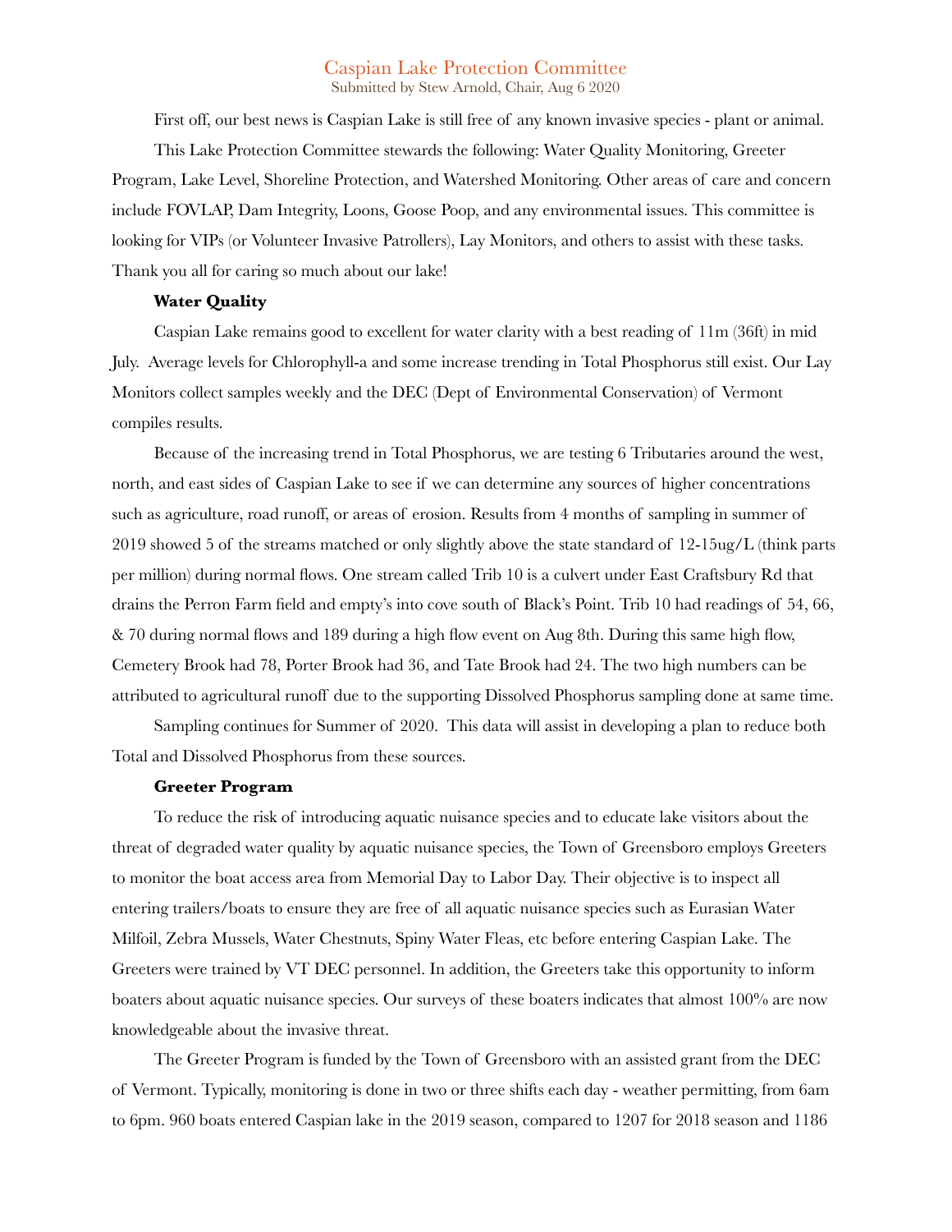# Caspian Lake Protection Committee

Submitted by Stew Arnold, Chair, Aug 6 2020

First off, our best news is Caspian Lake is still free of any known invasive species - plant or animal.

This Lake Protection Committee stewards the following: Water Quality Monitoring, Greeter Program, Lake Level, Shoreline Protection, and Watershed Monitoring. Other areas of care and concern include FOVLAP, Dam Integrity, Loons, Goose Poop, and any environmental issues. This committee is looking for VIPs (or Volunteer Invasive Patrollers), Lay Monitors, and others to assist with these tasks. Thank you all for caring so much about our lake!

**Water Quality**

Caspian Lake remains good to excellent for water clarity with a best reading of 11m (36ft) in mid July. Average levels for Chlorophyll-a and some increase trending in Total Phosphorus still exist. Our Lay Monitors collect samples weekly and the DEC (Dept of Environmental Conservation) of Vermont compiles results.

Because of the increasing trend in Total Phosphorus, we are testing 6 Tributaries around the west, north, and east sides of Caspian Lake to see if we can determine any sources of higher concentrations such as agriculture, road runoff, or areas of erosion. Results from 4 months of sampling in summer of 2019 showed 5 of the streams matched or only slightly above the state standard of 12-15ug/L (think parts per million) during normal flows. One stream called Trib 10 is a culvert under East Craftsbury Rd that drains the Perron Farm field and empty's into cove south of Black's Point. Trib 10 had readings of 54, 66, & 70 during normal flows and 189 during a high flow event on Aug 8th. During this same high flow, Cemetery Brook had 78, Porter Brook had 36, and Tate Brook had 24. The two high numbers can be attributed to agricultural runoff due to the supporting Dissolved Phosphorus sampling done at same time.

Sampling continues for Summer of 2020. This data will assist in developing a plan to reduce both Total and Dissolved Phosphorus from these sources.

**Greeter Program**

To reduce the risk of introducing aquatic nuisance species and to educate lake visitors about the threat of degraded water quality by aquatic nuisance species, the Town of Greensboro employs Greeters to monitor the boat access area from Memorial Day to Labor Day. Their objective is to inspect all entering trailers/boats to ensure they are free of all aquatic nuisance species such as Eurasian Water Milfoil, Zebra Mussels, Water Chestnuts, Spiny Water Fleas, etc before entering Caspian Lake. The Greeters were trained by VT DEC personnel. In addition, the Greeters take this opportunity to inform boaters about aquatic nuisance species. Our surveys of these boaters indicates that almost 100% are now knowledgeable about the invasive threat.

The Greeter Program is funded by the Town of Greensboro with an assisted grant from the DEC of Vermont. Typically, monitoring is done in two or three shifts each day - weather permitting, from 6am to 6pm. 960 boats entered Caspian lake in the 2019 season, compared to 1207 for 2018 season and 1186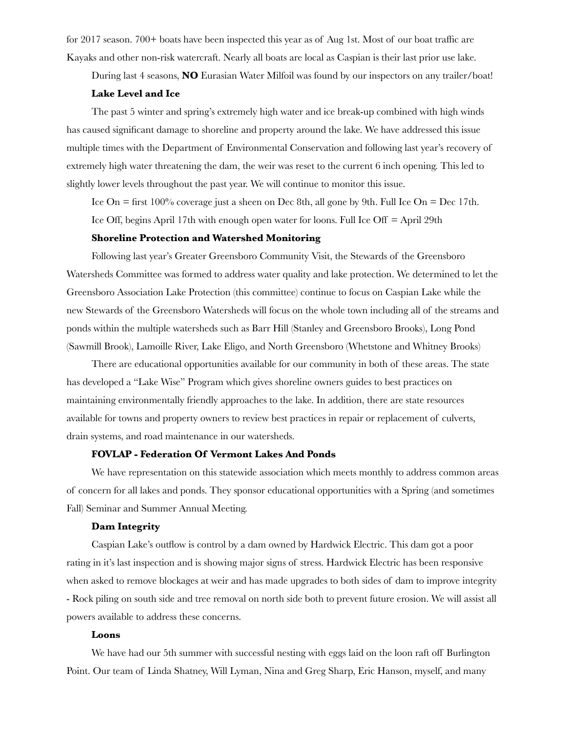for 2017 season. 700+ boats have been inspected this year as of Aug 1st. Most of our boat traffic are Kayaks and other non-risk watercraft. Nearly all boats are local as Caspian is their last prior use lake.

During last 4 seasons, **NO** Eurasian Water Milfoil was found by our inspectors on any trailer/boat!

### Lake Level and Ice

The past 5 winter and spring's extremely high water and ice break-up combined with high winds has caused significant damage to shoreline and property around the lake. We have addressed this issue multiple times with the Department of Environmental Conservation and following last year's recovery of extremely high water threatening the dam, the weir was reset to the current 6 inch opening. This led to slightly lower levels throughout the past year. We will continue to monitor this issue.

Ice On = first 100% coverage just a sheen on Dec 8th, all gone by 9th. Full Ice On = Dec 17th.

Ice Off, begins April 17th with enough open water for loons. Full Ice Off = April 29th

### Shoreline Protection and Watershed Monitoring

Following last year's Greater Greensboro Community Visit, the Stewards of the Greensboro Watersheds Committee was formed to address water quality and lake protection. We determined to let the Greensboro Association Lake Protection (this committee) continue to focus on Caspian Lake while the new Stewards of the Greensboro Watersheds will focus on the whole town including all of the streams and ponds within the multiple watersheds such as Barr Hill (Stanley and Greensboro Brooks), Long Pond (Sawmill Brook), Lamoille River, Lake Eligo, and North Greensboro (Whetstone and Whitney Brooks)

There are educational opportunities available for our community in both of these areas. The state has developed a "Lake Wise" Program which gives shoreline owners guides to best practices on maintaining environmentally friendly approaches to the lake. In addition, there are state resources available for towns and property owners to review best practices in repair or replacement of culverts, drain systems, and road maintenance in our watersheds.

### FOVLAP - Federation Of Vermont Lakes And Ponds

We have representation on this statewide association which meets monthly to address common areas of concern for all lakes and ponds. They sponsor educational opportunities with a Spring (and sometimes Fall) Seminar and Summer Annual Meeting.

### Dam Integrity

Caspian Lake's outflow is control by a dam owned by Hardwick Electric. This dam got a poor rating in it's last inspection and is showing major signs of stress. Hardwick Electric has been responsive when asked to remove blockages at weir and has made upgrades to both sides of dam to improve integrity - Rock piling on south side and tree removal on north side both to prevent future erosion. We will assist all powers available to address these concerns.

### Loons

We have had our 5th summer with successful nesting with eggs laid on the loon raft off Burlington Point. Our team of Linda Shatney, Will Lyman, Nina and Greg Sharp, Eric Hanson, myself, and many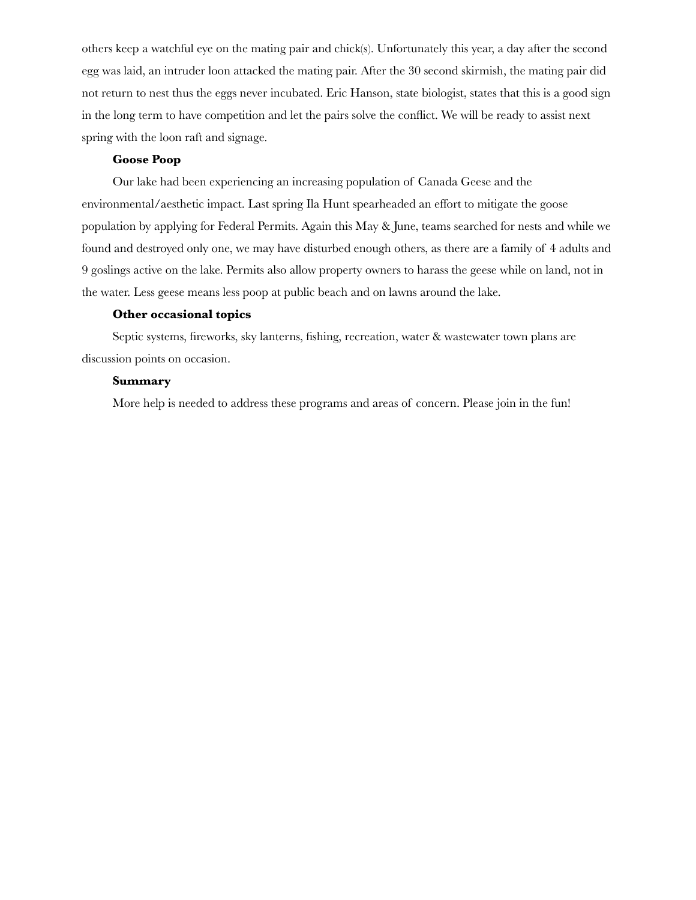others keep a watchful eye on the mating pair and chick(s). Unfortunately this year, a day after the second egg was laid, an intruder loon attacked the mating pair. After the 30 second skirmish, the mating pair did not return to nest thus the eggs never incubated. Eric Hanson, state biologist, states that this is a good sign in the long term to have competition and let the pairs solve the conflict. We will be ready to assist next spring with the loon raft and signage.

**Goose Poop**

Our lake had been experiencing an increasing population of Canada Geese and the environmental/aesthetic impact. Last spring Ila Hunt spearheaded an effort to mitigate the goose population by applying for Federal Permits. Again this May & June, teams searched for nests and while we found and destroyed only one, we may have disturbed enough others, as there are a family of 4 adults and 9 goslings active on the lake. Permits also allow property owners to harass the geese while on land, not in the water. Less geese means less poop at public beach and on lawns around the lake.

**Other occasional topics**

Septic systems, fireworks, sky lanterns, fishing, recreation, water & wastewater town plans are discussion points on occasion.

**Summary**

More help is needed to address these programs and areas of concern. Please join in the fun!